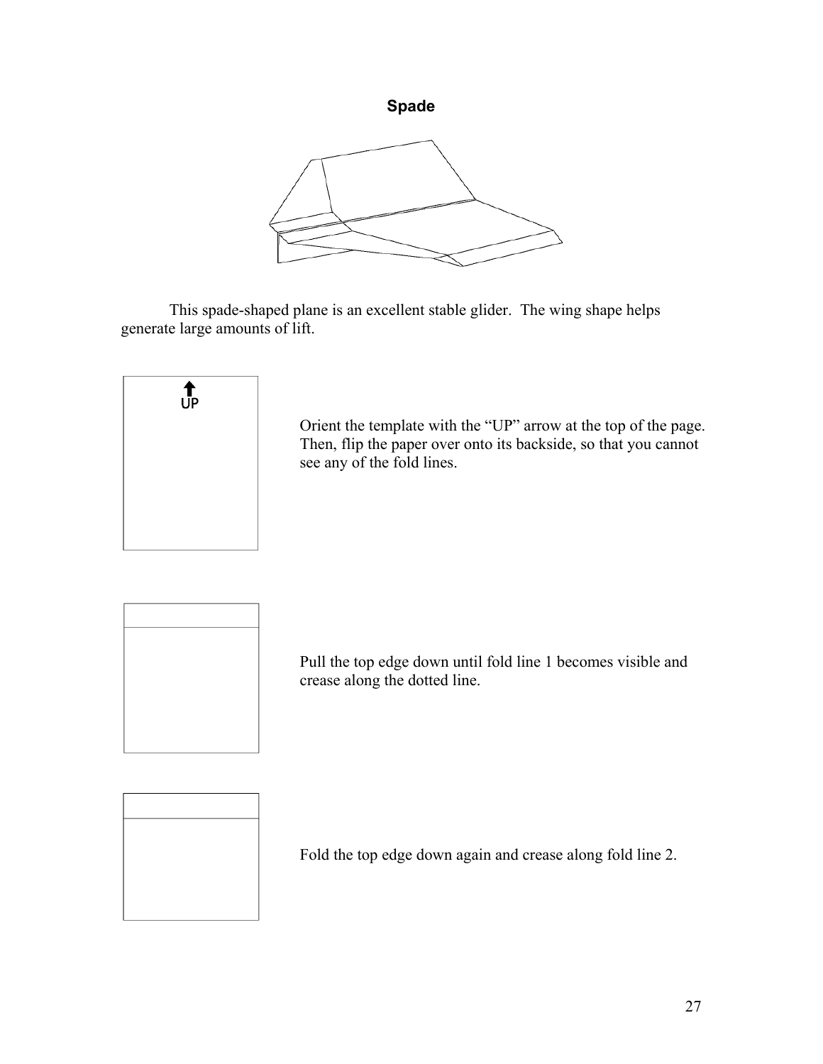# Spade

This spade-shaped plane is an excellent stable glider. The wing shape helps generate large amounts of lift.

UP

Orient the template with the "UP" arrow at the top of the page. Then, flip the paper over onto its backside, so that you cannot see any of the fold lines.

Pull the top edge down until fold line 1 becomes visible and crease along the dotted line.

Fold the top edge down again and crease along fold line 2.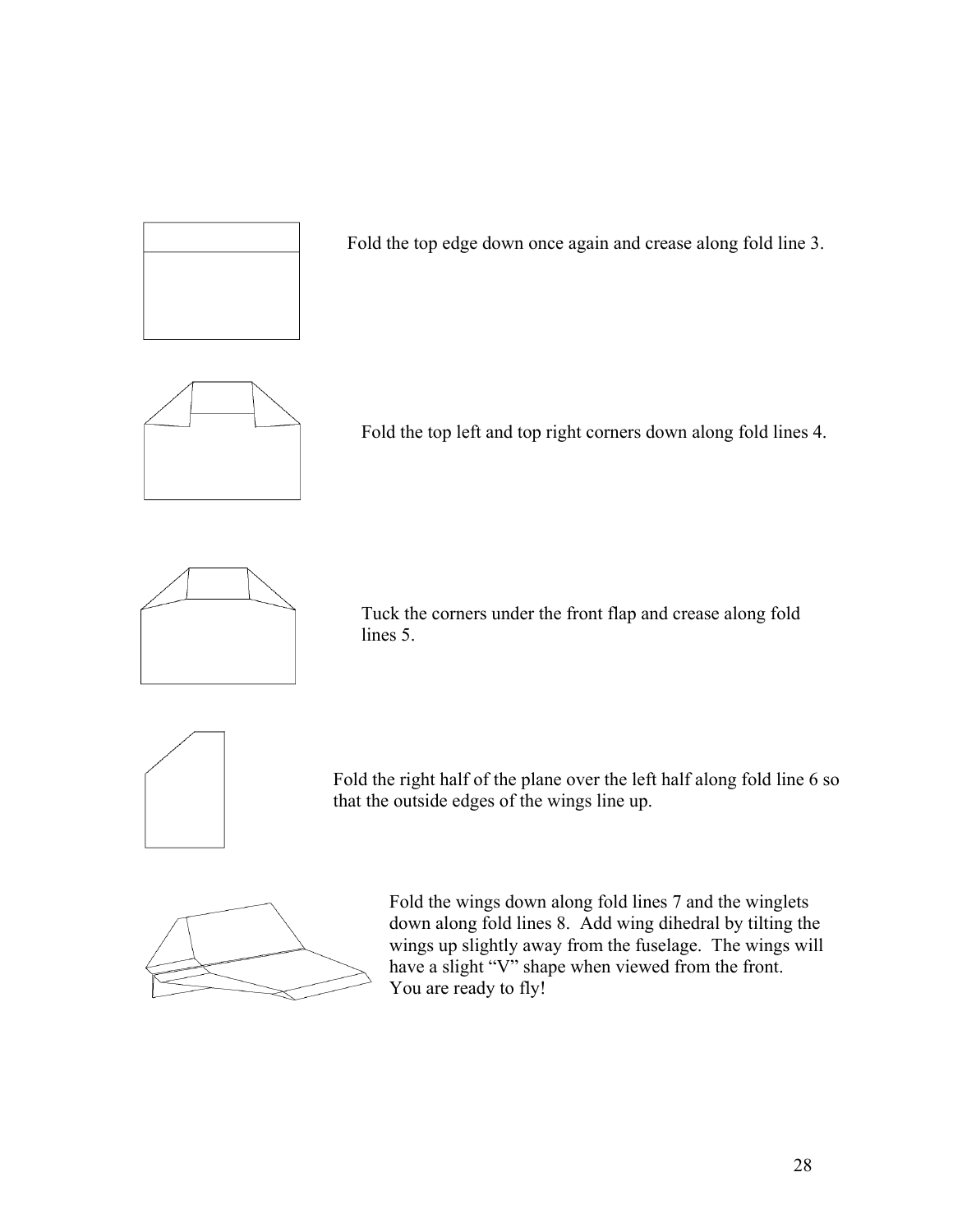Fold the top edge down once again and crease along fold line 3.

Fold the top left and top right corners down along fold lines 4.

Tuck the corners under the front flap and crease along fold lines 5.

Fold the right half of the plane over the left half along fold line 6 so that the outside edges of the wings line up.

Fold the wings down along fold lines 7 and the winglets down along fold lines 8. Add wing dihedral by tilting the wings up slightly away from the fuselage. The wings will have a slight "V" shape when viewed from the front. You are ready to fly!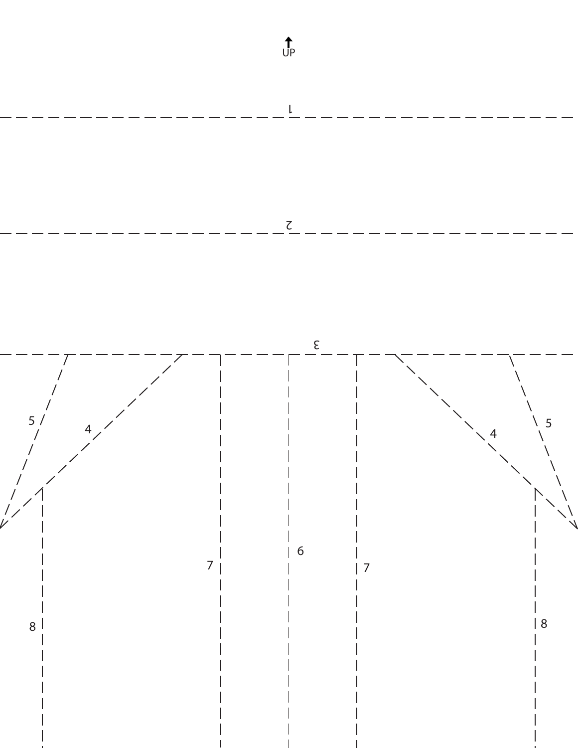UP

1

2

3

5

4

4

5

7

6

7

8

8